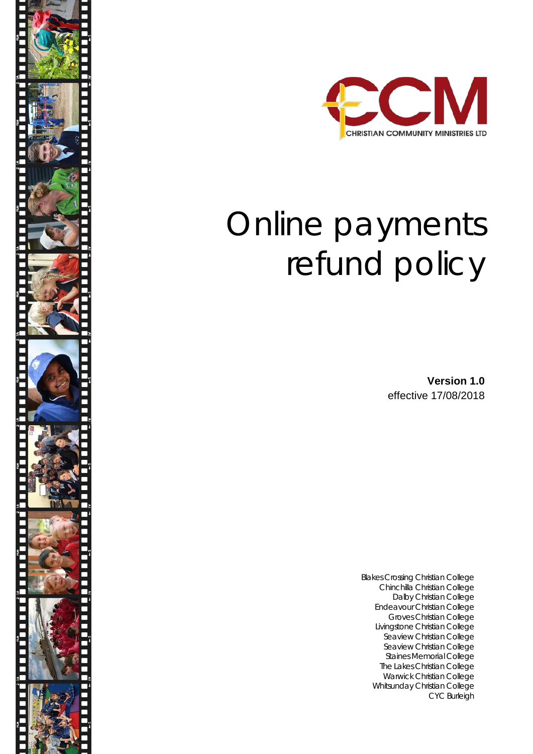CCM

CHRISTIAN COMMUNITY MINISTRIES LTD

# Online payments refund policy

**Version 1.0**
effective 17/08/2018

Blakes Crossing Christian College
Chinchilla Christian College
Dalby Christian College
Endeavour Christian College
Groves Christian College
Livingstone Christian College
Seaview Christian College
Seaview Christian College
Staines Memorial College
The Lakes Christian College
Warwick Christian College
Whitsunday Christian College
CYC Burleigh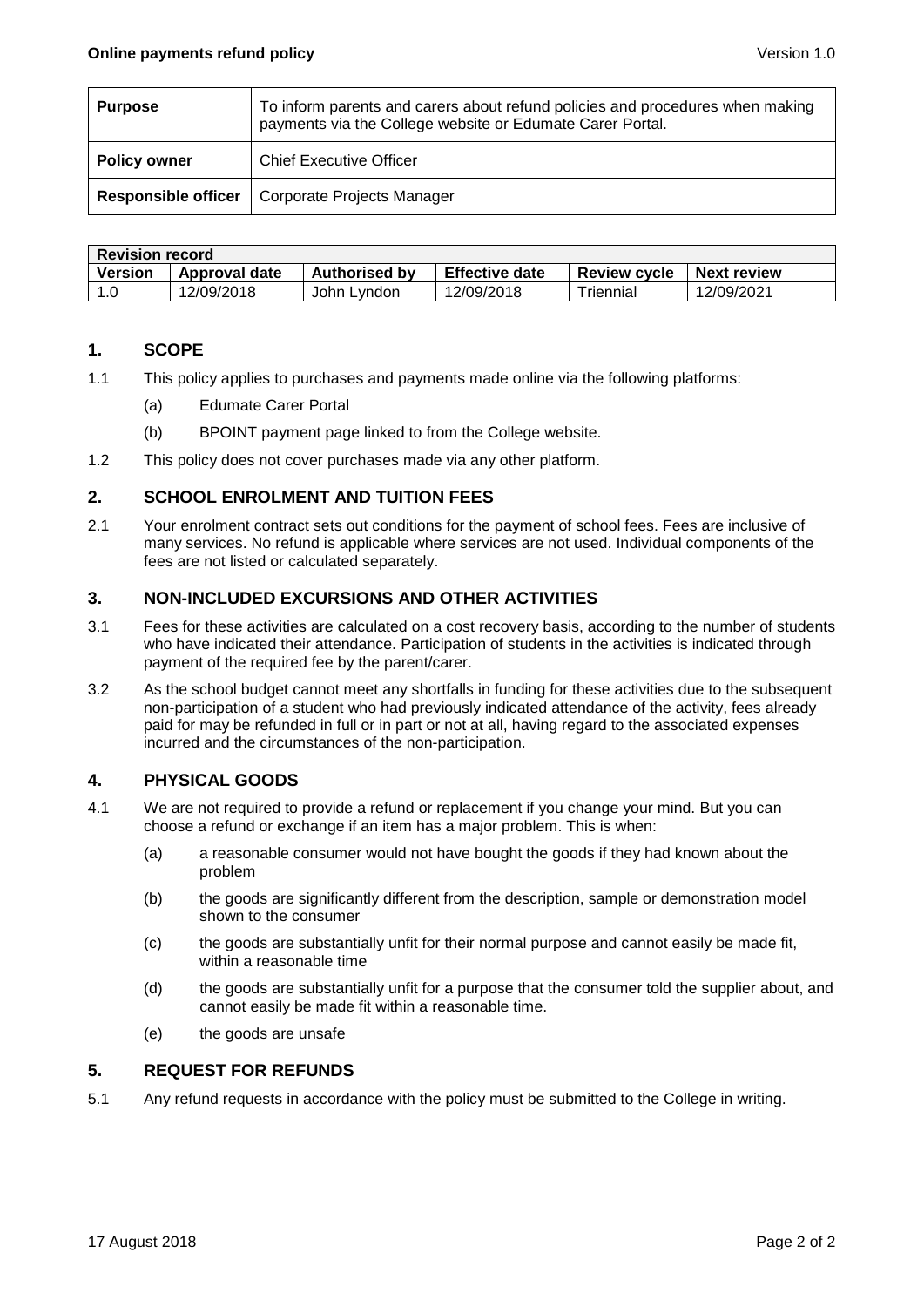| | |
|---|---|
| **Purpose** | To inform parents and carers about refund policies and procedures when making payments via the College website or Edumate Carer Portal. |
| **Policy owner** | Chief Executive Officer |
| **Responsible officer** | Corporate Projects Manager |

| **Revision record** | | | | | |
|---|---|---|---|---|---|
| **Version** | **Approval date** | **Authorised by** | **Effective date** | **Review cycle** | **Next review** |
| 1.0 | 12/09/2018 | John Lyndon | 12/09/2018 | Triennial | 12/09/2021 |

## 1. SCOPE

1.1 This policy applies to purchases and payments made online via the following platforms:

- (a) Edumate Carer Portal
- (b) BPOINT payment page linked to from the College website.

1.2 This policy does not cover purchases made via any other platform.

## 2. SCHOOL ENROLMENT AND TUITION FEES

2.1 Your enrolment contract sets out conditions for the payment of school fees. Fees are inclusive of many services. No refund is applicable where services are not used. Individual components of the fees are not listed or calculated separately.

## 3. NON-INCLUDED EXCURSIONS AND OTHER ACTIVITIES

3.1 Fees for these activities are calculated on a cost recovery basis, according to the number of students who have indicated their attendance. Participation of students in the activities is indicated through payment of the required fee by the parent/carer.

3.2 As the school budget cannot meet any shortfalls in funding for these activities due to the subsequent non-participation of a student who had previously indicated attendance of the activity, fees already paid for may be refunded in full or in part or not at all, having regard to the associated expenses incurred and the circumstances of the non-participation.

## 4. PHYSICAL GOODS

4.1 We are not required to provide a refund or replacement if you change your mind. But you can choose a refund or exchange if an item has a major problem. This is when:

- (a) a reasonable consumer would not have bought the goods if they had known about the problem
- (b) the goods are significantly different from the description, sample or demonstration model shown to the consumer
- (c) the goods are substantially unfit for their normal purpose and cannot easily be made fit, within a reasonable time
- (d) the goods are substantially unfit for a purpose that the consumer told the supplier about, and cannot easily be made fit within a reasonable time.
- (e) the goods are unsafe

## 5. REQUEST FOR REFUNDS

5.1 Any refund requests in accordance with the policy must be submitted to the College in writing.